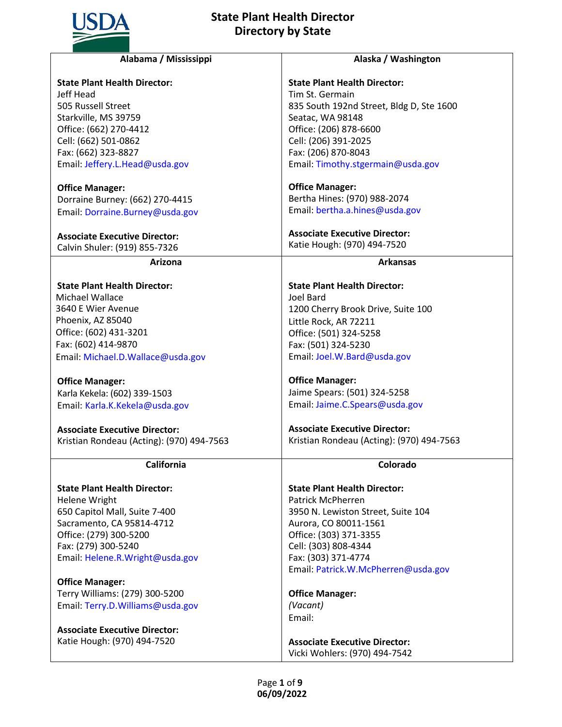# State Plant Health Director Directory by State

## Alabama / Mississippi

**State Plant Health Director:**
Jeff Head
505 Russell Street
Starkville, MS 39759
Office: (662) 270-4412
Cell: (662) 501-0862
Fax: (662) 323-8827
Email: Jeffery.L.Head@usda.gov

**Office Manager:**
Dorraine Burney: (662) 270-4415
Email: Dorraine.Burney@usda.gov

**Associate Executive Director:**
Calvin Shuler: (919) 855-7326

## Alaska / Washington

**State Plant Health Director:**
Tim St. Germain
835 South 192nd Street, Bldg D, Ste 1600
Seatac, WA 98148
Office: (206) 878-6600
Cell: (206) 391-2025
Fax: (206) 870-8043
Email: Timothy.stgermain@usda.gov

**Office Manager:**
Bertha Hines: (970) 988-2074
Email: bertha.a.hines@usda.gov

**Associate Executive Director:**
Katie Hough: (970) 494-7520

## Arizona

**State Plant Health Director:**
Michael Wallace
3640 E Wier Avenue
Phoenix, AZ 85040
Office: (602) 431-3201
Fax: (602) 414-9870
Email: Michael.D.Wallace@usda.gov

**Office Manager:**
Karla Kekela: (602) 339-1503
Email: Karla.K.Kekela@usda.gov

**Associate Executive Director:**
Kristian Rondeau (Acting): (970) 494-7563

## Arkansas

**State Plant Health Director:**
Joel Bard
1200 Cherry Brook Drive, Suite 100
Little Rock, AR 72211
Office: (501) 324-5258
Fax: (501) 324-5230
Email: Joel.W.Bard@usda.gov

**Office Manager:**
Jaime Spears: (501) 324-5258
Email: Jaime.C.Spears@usda.gov

**Associate Executive Director:**
Kristian Rondeau (Acting): (970) 494-7563

## California

**State Plant Health Director:**
Helene Wright
650 Capitol Mall, Suite 7-400
Sacramento, CA 95814-4712
Office: (279) 300-5200
Fax: (279) 300-5240
Email: Helene.R.Wright@usda.gov

**Office Manager:**
Terry Williams: (279) 300-5200
Email: Terry.D.Williams@usda.gov

**Associate Executive Director:**
Katie Hough: (970) 494-7520

## Colorado

**State Plant Health Director:**
Patrick McPherren
3950 N. Lewiston Street, Suite 104
Aurora, CO 80011-1561
Office: (303) 371-3355
Cell: (303) 808-4344
Fax: (303) 371-4774
Email: Patrick.W.McPherren@usda.gov

**Office Manager:**
*(Vacant)*
Email:

**Associate Executive Director:**
Vicki Wohlers: (970) 494-7542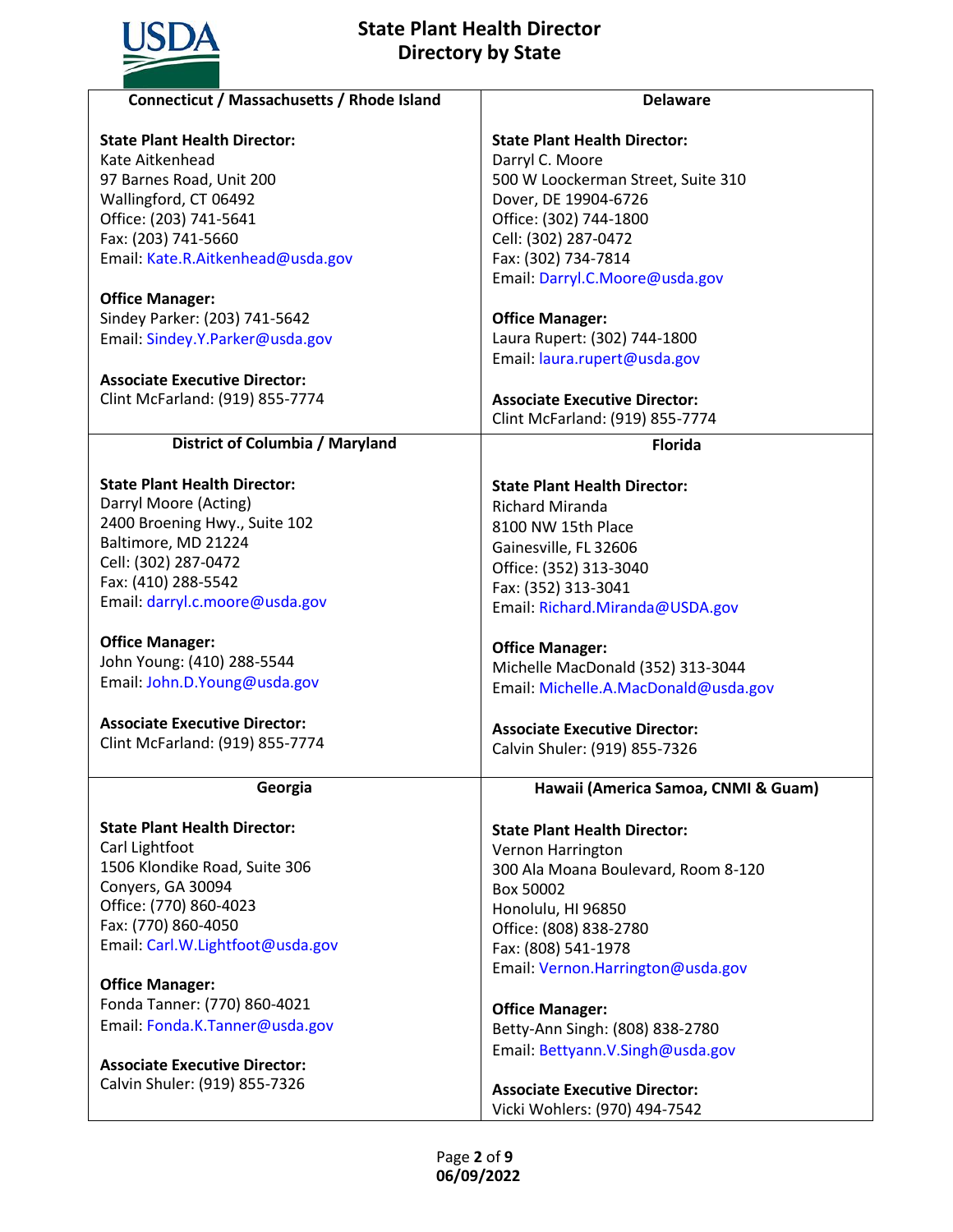# State Plant Health Director Directory by State

## Connecticut / Massachusetts / Rhode Island

**State Plant Health Director:**
Kate Aitkenhead
97 Barnes Road, Unit 200
Wallingford, CT 06492
Office: (203) 741-5641
Fax: (203) 741-5660
Email: Kate.R.Aitkenhead@usda.gov

**Office Manager:**
Sindey Parker: (203) 741-5642
Email: Sindey.Y.Parker@usda.gov

**Associate Executive Director:**
Clint McFarland: (919) 855-7774

## Delaware

**State Plant Health Director:**
Darryl C. Moore
500 W Loockerman Street, Suite 310
Dover, DE 19904-6726
Office: (302) 744-1800
Cell: (302) 287-0472
Fax: (302) 734-7814
Email: Darryl.C.Moore@usda.gov

**Office Manager:**
Laura Rupert: (302) 744-1800
Email: laura.rupert@usda.gov

**Associate Executive Director:**
Clint McFarland: (919) 855-7774

## District of Columbia / Maryland

**State Plant Health Director:**
Darryl Moore (Acting)
2400 Broening Hwy., Suite 102
Baltimore, MD 21224
Cell: (302) 287-0472
Fax: (410) 288-5542
Email: darryl.c.moore@usda.gov

**Office Manager:**
John Young: (410) 288-5544
Email: John.D.Young@usda.gov

**Associate Executive Director:**
Clint McFarland: (919) 855-7774

## Florida

**State Plant Health Director:**
Richard Miranda
8100 NW 15th Place
Gainesville, FL 32606
Office: (352) 313-3040
Fax: (352) 313-3041
Email: Richard.Miranda@USDA.gov

**Office Manager:**
Michelle MacDonald (352) 313-3044
Email: Michelle.A.MacDonald@usda.gov

**Associate Executive Director:**
Calvin Shuler: (919) 855-7326

## Georgia

**State Plant Health Director:**
Carl Lightfoot
1506 Klondike Road, Suite 306
Conyers, GA 30094
Office: (770) 860-4023
Fax: (770) 860-4050
Email: Carl.W.Lightfoot@usda.gov

**Office Manager:**
Fonda Tanner: (770) 860-4021
Email: Fonda.K.Tanner@usda.gov

**Associate Executive Director:**
Calvin Shuler: (919) 855-7326

## Hawaii (America Samoa, CNMI & Guam)

**State Plant Health Director:**
Vernon Harrington
300 Ala Moana Boulevard, Room 8-120
Box 50002
Honolulu, HI 96850
Office: (808) 838-2780
Fax: (808) 541-1978
Email: Vernon.Harrington@usda.gov

**Office Manager:**
Betty-Ann Singh: (808) 838-2780
Email: Bettyann.V.Singh@usda.gov

**Associate Executive Director:**
Vicki Wohlers: (970) 494-7542

06/09/2022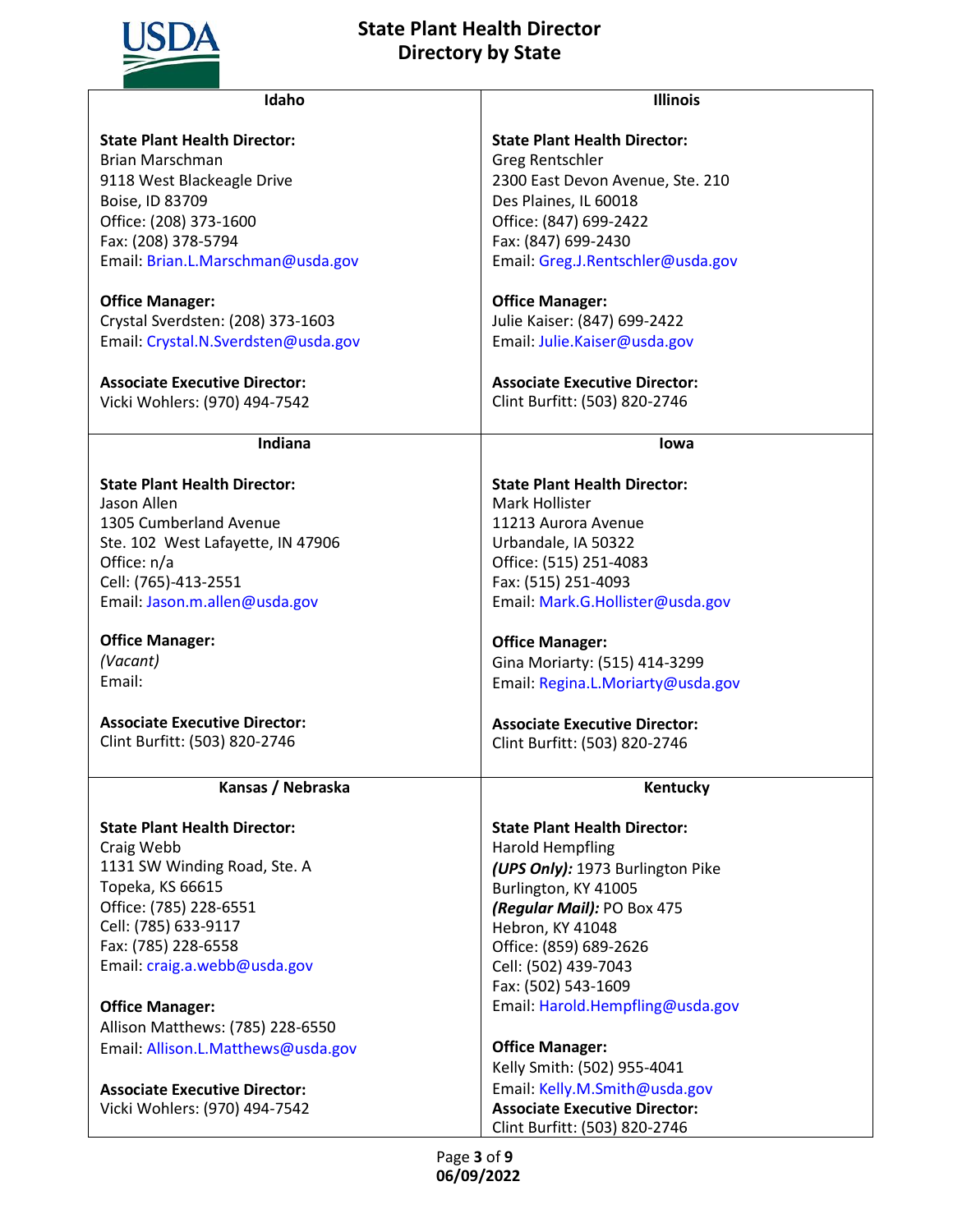## Idaho

**State Plant Health Director:**
Brian Marschman
9118 West Blackeagle Drive
Boise, ID 83709
Office: (208) 373-1600
Fax: (208) 378-5794
Email: Brian.L.Marschman@usda.gov

**Office Manager:**
Crystal Sverdsten: (208) 373-1603
Email: Crystal.N.Sverdsten@usda.gov

**Associate Executive Director:**
Vicki Wohlers: (970) 494-7542

## Illinois

**State Plant Health Director:**
Greg Rentschler
2300 East Devon Avenue, Ste. 210
Des Plaines, IL 60018
Office: (847) 699-2422
Fax: (847) 699-2430
Email: Greg.J.Rentschler@usda.gov

**Office Manager:**
Julie Kaiser: (847) 699-2422
Email: Julie.Kaiser@usda.gov

**Associate Executive Director:**
Clint Burfitt: (503) 820-2746

## Indiana

**State Plant Health Director:**
Jason Allen
1305 Cumberland Avenue
Ste. 102 West Lafayette, IN 47906
Office: n/a
Cell: (765)-413-2551
Email: Jason.m.allen@usda.gov

**Office Manager:**
*(Vacant)*
Email:

**Associate Executive Director:**
Clint Burfitt: (503) 820-2746

## Iowa

**State Plant Health Director:**
Mark Hollister
11213 Aurora Avenue
Urbandale, IA 50322
Office: (515) 251-4083
Fax: (515) 251-4093
Email: Mark.G.Hollister@usda.gov

**Office Manager:**
Gina Moriarty: (515) 414-3299
Email: Regina.L.Moriarty@usda.gov

**Associate Executive Director:**
Clint Burfitt: (503) 820-2746

## Kansas / Nebraska

**State Plant Health Director:**
Craig Webb
1131 SW Winding Road, Ste. A
Topeka, KS 66615
Office: (785) 228-6551
Cell: (785) 633-9117
Fax: (785) 228-6558
Email: craig.a.webb@usda.gov

**Office Manager:**
Allison Matthews: (785) 228-6550
Email: Allison.L.Matthews@usda.gov

**Associate Executive Director:**
Vicki Wohlers: (970) 494-7542

## Kentucky

**State Plant Health Director:**
Harold Hempfling
***(UPS Only):*** 1973 Burlington Pike
Burlington, KY 41005
***(Regular Mail):*** PO Box 475
Hebron, KY 41048
Office: (859) 689-2626
Cell: (502) 439-7043
Fax: (502) 543-1609
Email: Harold.Hempfling@usda.gov

**Office Manager:**
Kelly Smith: (502) 955-4041
Email: Kelly.M.Smith@usda.gov

**Associate Executive Director:**
Clint Burfitt: (503) 820-2746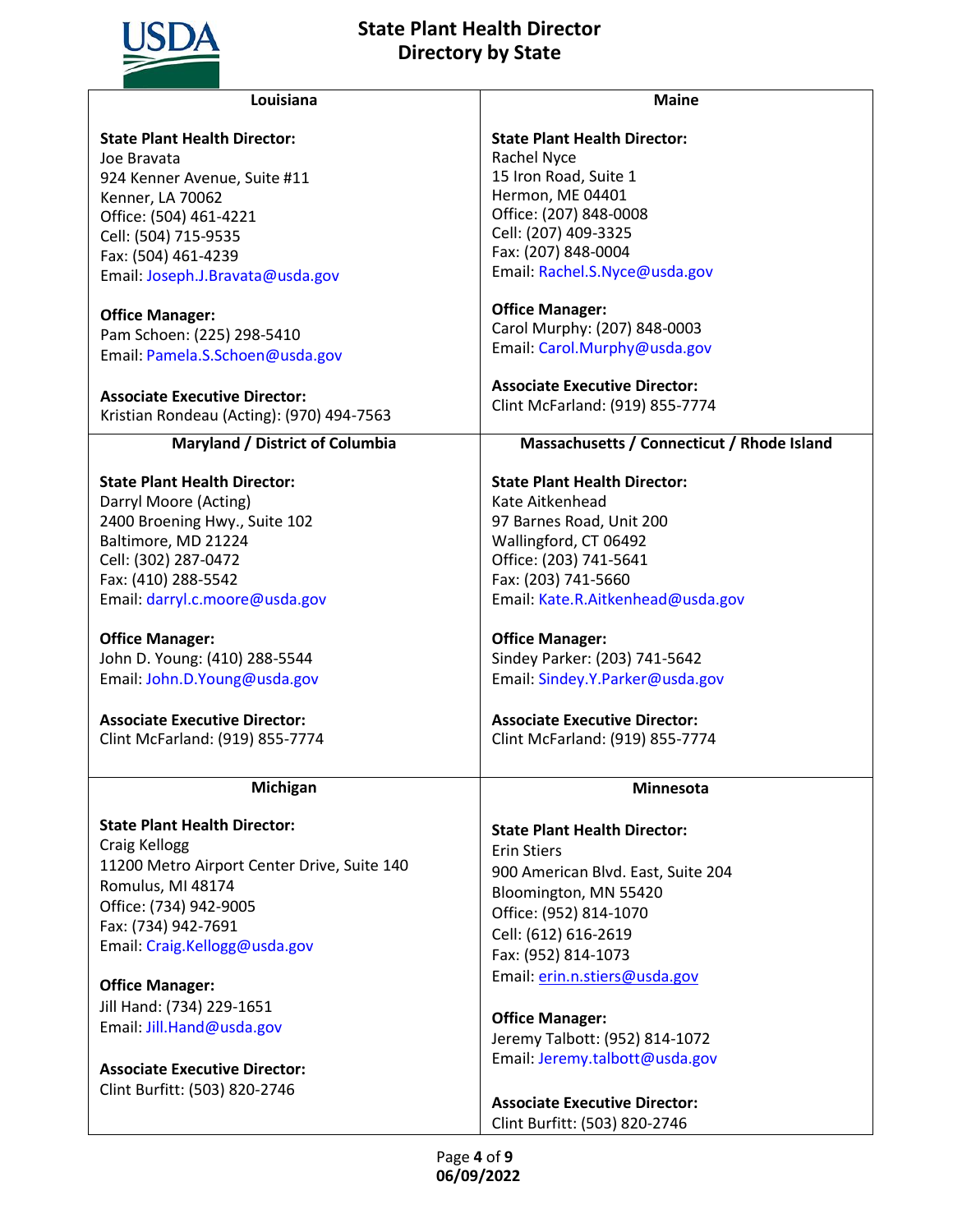## Louisiana

**State Plant Health Director:**
Joe Bravata
924 Kenner Avenue, Suite #11
Kenner, LA 70062
Office: (504) 461-4221
Cell: (504) 715-9535
Fax: (504) 461-4239
Email: Joseph.J.Bravata@usda.gov

**Office Manager:**
Pam Schoen: (225) 298-5410
Email: Pamela.S.Schoen@usda.gov

**Associate Executive Director:**
Kristian Rondeau (Acting): (970) 494-7563

## Maine

**State Plant Health Director:**
Rachel Nyce
15 Iron Road, Suite 1
Hermon, ME 04401
Office: (207) 848-0008
Cell: (207) 409-3325
Fax: (207) 848-0004
Email: Rachel.S.Nyce@usda.gov

**Office Manager:**
Carol Murphy: (207) 848-0003
Email: Carol.Murphy@usda.gov

**Associate Executive Director:**
Clint McFarland: (919) 855-7774

## Maryland / District of Columbia

**State Plant Health Director:**
Darryl Moore (Acting)
2400 Broening Hwy., Suite 102
Baltimore, MD 21224
Cell: (302) 287-0472
Fax: (410) 288-5542
Email: darryl.c.moore@usda.gov

**Office Manager:**
John D. Young: (410) 288-5544
Email: John.D.Young@usda.gov

**Associate Executive Director:**
Clint McFarland: (919) 855-7774

## Massachusetts / Connecticut / Rhode Island

**State Plant Health Director:**
Kate Aitkenhead
97 Barnes Road, Unit 200
Wallingford, CT 06492
Office: (203) 741-5641
Fax: (203) 741-5660
Email: Kate.R.Aitkenhead@usda.gov

**Office Manager:**
Sindey Parker: (203) 741-5642
Email: Sindey.Y.Parker@usda.gov

**Associate Executive Director:**
Clint McFarland: (919) 855-7774

## Michigan

**State Plant Health Director:**
Craig Kellogg
11200 Metro Airport Center Drive, Suite 140
Romulus, MI 48174
Office: (734) 942-9005
Fax: (734) 942-7691
Email: Craig.Kellogg@usda.gov

**Office Manager:**
Jill Hand: (734) 229-1651
Email: Jill.Hand@usda.gov

**Associate Executive Director:**
Clint Burfitt: (503) 820-2746

## Minnesota

**State Plant Health Director:**
Erin Stiers
900 American Blvd. East, Suite 204
Bloomington, MN 55420
Office: (952) 814-1070
Cell: (612) 616-2619
Fax: (952) 814-1073
Email: erin.n.stiers@usda.gov

**Office Manager:**
Jeremy Talbott: (952) 814-1072
Email: Jeremy.talbott@usda.gov

**Associate Executive Director:**
Clint Burfitt: (503) 820-2746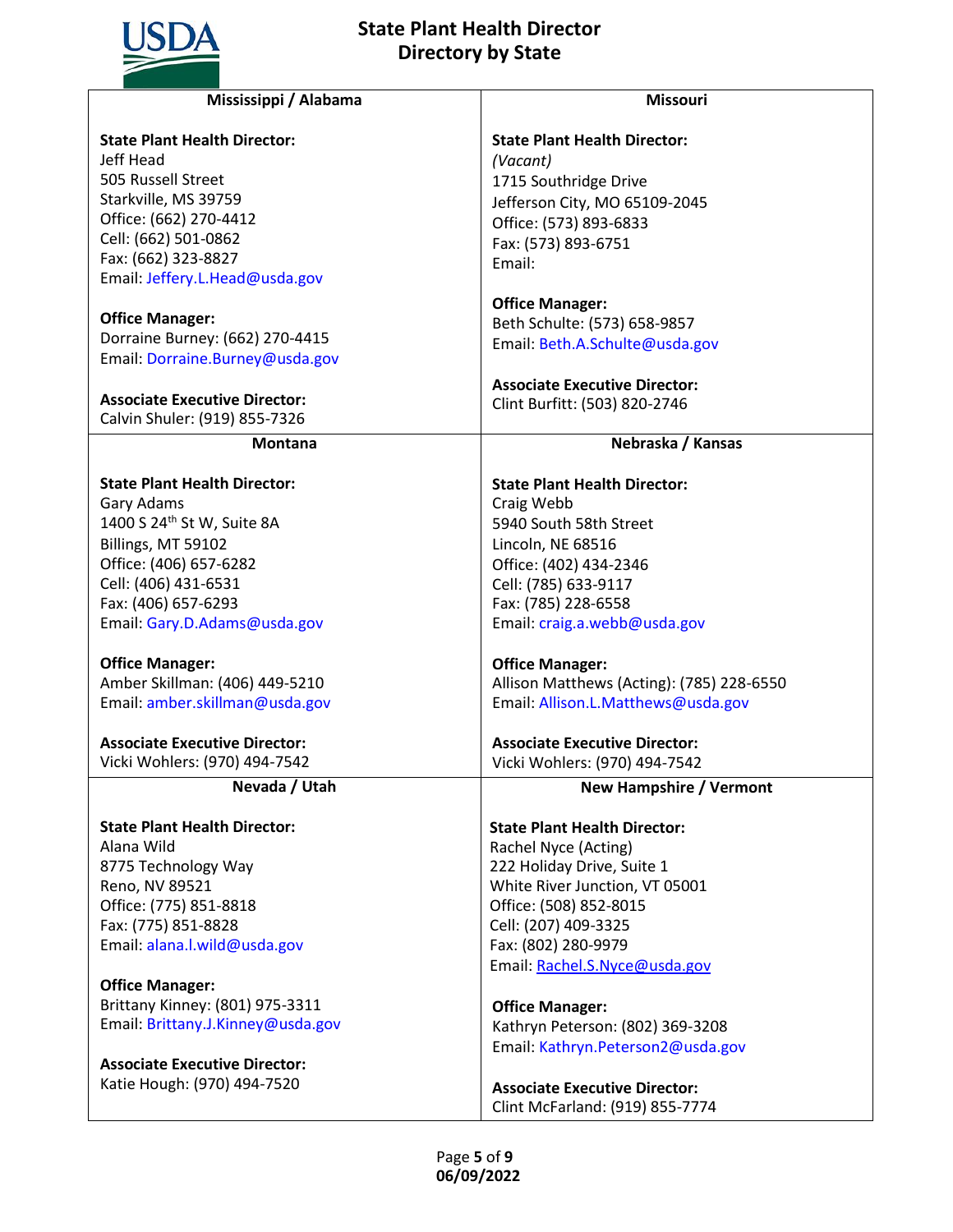# State Plant Health Director Directory by State

## Mississippi / Alabama

**State Plant Health Director:**
Jeff Head
505 Russell Street
Starkville, MS 39759
Office: (662) 270-4412
Cell: (662) 501-0862
Fax: (662) 323-8827
Email: Jeffery.L.Head@usda.gov

**Office Manager:**
Dorraine Burney: (662) 270-4415
Email: Dorraine.Burney@usda.gov

**Associate Executive Director:**
Calvin Shuler: (919) 855-7326

## Missouri

**State Plant Health Director:**
*(Vacant)*
1715 Southridge Drive
Jefferson City, MO 65109-2045
Office: (573) 893-6833
Fax: (573) 893-6751
Email:

**Office Manager:**
Beth Schulte: (573) 658-9857
Email: Beth.A.Schulte@usda.gov

**Associate Executive Director:**
Clint Burfitt: (503) 820-2746

## Montana

**State Plant Health Director:**
Gary Adams
1400 S 24th St W, Suite 8A
Billings, MT 59102
Office: (406) 657-6282
Cell: (406) 431-6531
Fax: (406) 657-6293
Email: Gary.D.Adams@usda.gov

**Office Manager:**
Amber Skillman: (406) 449-5210
Email: amber.skillman@usda.gov

**Associate Executive Director:**
Vicki Wohlers: (970) 494-7542

## Nebraska / Kansas

**State Plant Health Director:**
Craig Webb
5940 South 58th Street
Lincoln, NE 68516
Office: (402) 434-2346
Cell: (785) 633-9117
Fax: (785) 228-6558
Email: craig.a.webb@usda.gov

**Office Manager:**
Allison Matthews (Acting): (785) 228-6550
Email: Allison.L.Matthews@usda.gov

**Associate Executive Director:**
Vicki Wohlers: (970) 494-7542

## Nevada / Utah

**State Plant Health Director:**
Alana Wild
8775 Technology Way
Reno, NV 89521
Office: (775) 851-8818
Fax: (775) 851-8828
Email: alana.l.wild@usda.gov

**Office Manager:**
Brittany Kinney: (801) 975-3311
Email: Brittany.J.Kinney@usda.gov

**Associate Executive Director:**
Katie Hough: (970) 494-7520

## New Hampshire / Vermont

**State Plant Health Director:**
Rachel Nyce (Acting)
222 Holiday Drive, Suite 1
White River Junction, VT 05001
Office: (508) 852-8015
Cell: (207) 409-3325
Fax: (802) 280-9979
Email: Rachel.S.Nyce@usda.gov

**Office Manager:**
Kathryn Peterson: (802) 369-3208
Email: Kathryn.Peterson2@usda.gov

**Associate Executive Director:**
Clint McFarland: (919) 855-7774

06/09/2022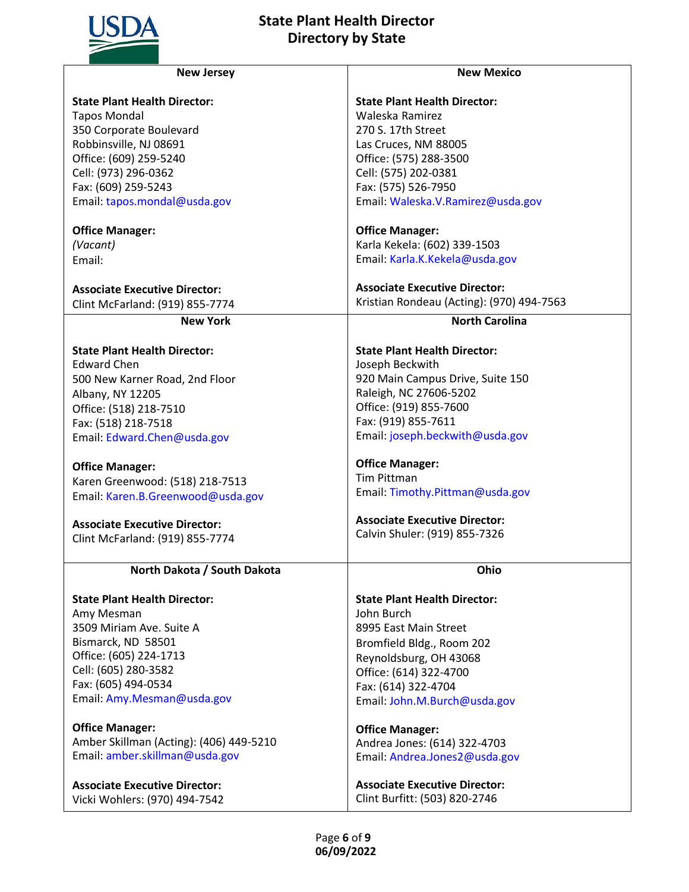# State Plant Health Director Directory by State

## New Jersey

**State Plant Health Director:**
Tapos Mondal
350 Corporate Boulevard
Robbinsville, NJ 08691
Office: (609) 259-5240
Cell: (973) 296-0362
Fax: (609) 259-5243
Email: tapos.mondal@usda.gov

**Office Manager:**
*(Vacant)*
Email:

**Associate Executive Director:**
Clint McFarland: (919) 855-7774

## New Mexico

**State Plant Health Director:**
Waleska Ramirez
270 S. 17th Street
Las Cruces, NM 88005
Office: (575) 288-3500
Cell: (575) 202-0381
Fax: (575) 526-7950
Email: Waleska.V.Ramirez@usda.gov

**Office Manager:**
Karla Kekela: (602) 339-1503
Email: Karla.K.Kekela@usda.gov

**Associate Executive Director:**
Kristian Rondeau (Acting): (970) 494-7563

## New York

**State Plant Health Director:**
Edward Chen
500 New Karner Road, 2nd Floor
Albany, NY 12205
Office: (518) 218-7510
Fax: (518) 218-7518
Email: Edward.Chen@usda.gov

**Office Manager:**
Karen Greenwood: (518) 218-7513
Email: Karen.B.Greenwood@usda.gov

**Associate Executive Director:**
Clint McFarland: (919) 855-7774

## North Carolina

**State Plant Health Director:**
Joseph Beckwith
920 Main Campus Drive, Suite 150
Raleigh, NC 27606-5202
Office: (919) 855-7600
Fax: (919) 855-7611
Email: joseph.beckwith@usda.gov

**Office Manager:**
Tim Pittman
Email: Timothy.Pittman@usda.gov

**Associate Executive Director:**
Calvin Shuler: (919) 855-7326

## North Dakota / South Dakota

**State Plant Health Director:**
Amy Mesman
3509 Miriam Ave. Suite A
Bismarck, ND 58501
Office: (605) 224-1713
Cell: (605) 280-3582
Fax: (605) 494-0534
Email: Amy.Mesman@usda.gov

**Office Manager:**
Amber Skillman (Acting): (406) 449-5210
Email: amber.skillman@usda.gov

**Associate Executive Director:**
Vicki Wohlers: (970) 494-7542

## Ohio

**State Plant Health Director:**
John Burch
8995 East Main Street
Bromfield Bldg., Room 202
Reynoldsburg, OH 43068
Office: (614) 322-4700
Fax: (614) 322-4704
Email: John.M.Burch@usda.gov

**Office Manager:**
Andrea Jones: (614) 322-4703
Email: Andrea.Jones2@usda.gov

**Associate Executive Director:**
Clint Burfitt: (503) 820-2746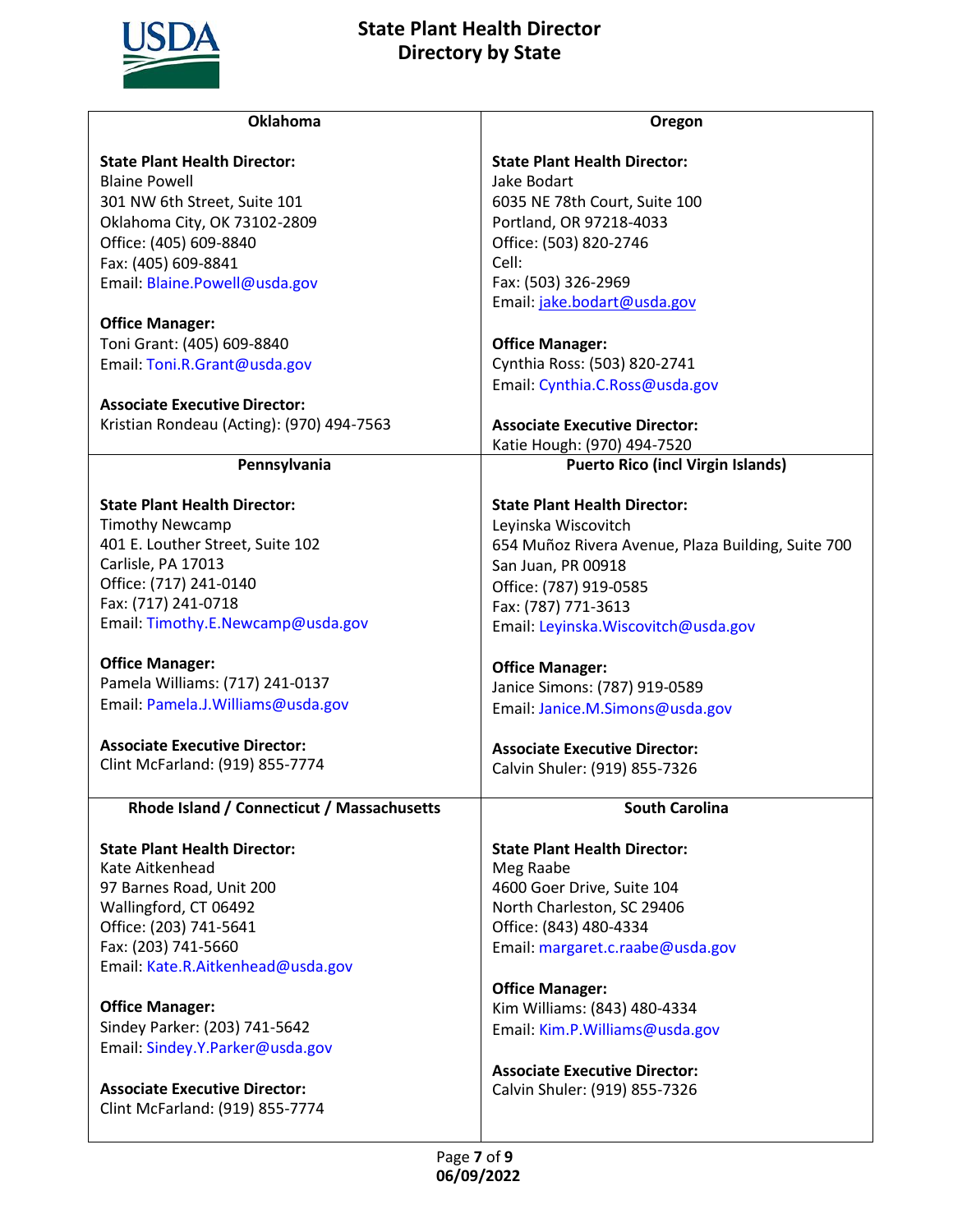# State Plant Health Director Directory by State

## Oklahoma

**State Plant Health Director:**
Blaine Powell
301 NW 6th Street, Suite 101
Oklahoma City, OK 73102-2809
Office: (405) 609-8840
Fax: (405) 609-8841
Email: Blaine.Powell@usda.gov

**Office Manager:**
Toni Grant: (405) 609-8840
Email: Toni.R.Grant@usda.gov

**Associate Executive Director:**
Kristian Rondeau (Acting): (970) 494-7563

## Oregon

**State Plant Health Director:**
Jake Bodart
6035 NE 78th Court, Suite 100
Portland, OR 97218-4033
Office: (503) 820-2746
Cell:
Fax: (503) 326-2969
Email: jake.bodart@usda.gov

**Office Manager:**
Cynthia Ross: (503) 820-2741
Email: Cynthia.C.Ross@usda.gov

**Associate Executive Director:**
Katie Hough: (970) 494-7520

## Pennsylvania

**State Plant Health Director:**
Timothy Newcamp
401 E. Louther Street, Suite 102
Carlisle, PA 17013
Office: (717) 241-0140
Fax: (717) 241-0718
Email: Timothy.E.Newcamp@usda.gov

**Office Manager:**
Pamela Williams: (717) 241-0137
Email: Pamela.J.Williams@usda.gov

**Associate Executive Director:**
Clint McFarland: (919) 855-7774

## Puerto Rico (incl Virgin Islands)

**State Plant Health Director:**
Leyinska Wiscovitch
654 Muñoz Rivera Avenue, Plaza Building, Suite 700
San Juan, PR 00918
Office: (787) 919-0585
Fax: (787) 771-3613
Email: Leyinska.Wiscovitch@usda.gov

**Office Manager:**
Janice Simons: (787) 919-0589
Email: Janice.M.Simons@usda.gov

**Associate Executive Director:**
Calvin Shuler: (919) 855-7326

## Rhode Island / Connecticut / Massachusetts

**State Plant Health Director:**
Kate Aitkenhead
97 Barnes Road, Unit 200
Wallingford, CT 06492
Office: (203) 741-5641
Fax: (203) 741-5660
Email: Kate.R.Aitkenhead@usda.gov

**Office Manager:**
Sindey Parker: (203) 741-5642
Email: Sindey.Y.Parker@usda.gov

**Associate Executive Director:**
Clint McFarland: (919) 855-7774

## South Carolina

**State Plant Health Director:**
Meg Raabe
4600 Goer Drive, Suite 104
North Charleston, SC 29406
Office: (843) 480-4334
Email: margaret.c.raabe@usda.gov

**Office Manager:**
Kim Williams: (843) 480-4334
Email: Kim.P.Williams@usda.gov

**Associate Executive Director:**
Calvin Shuler: (919) 855-7326

06/09/2022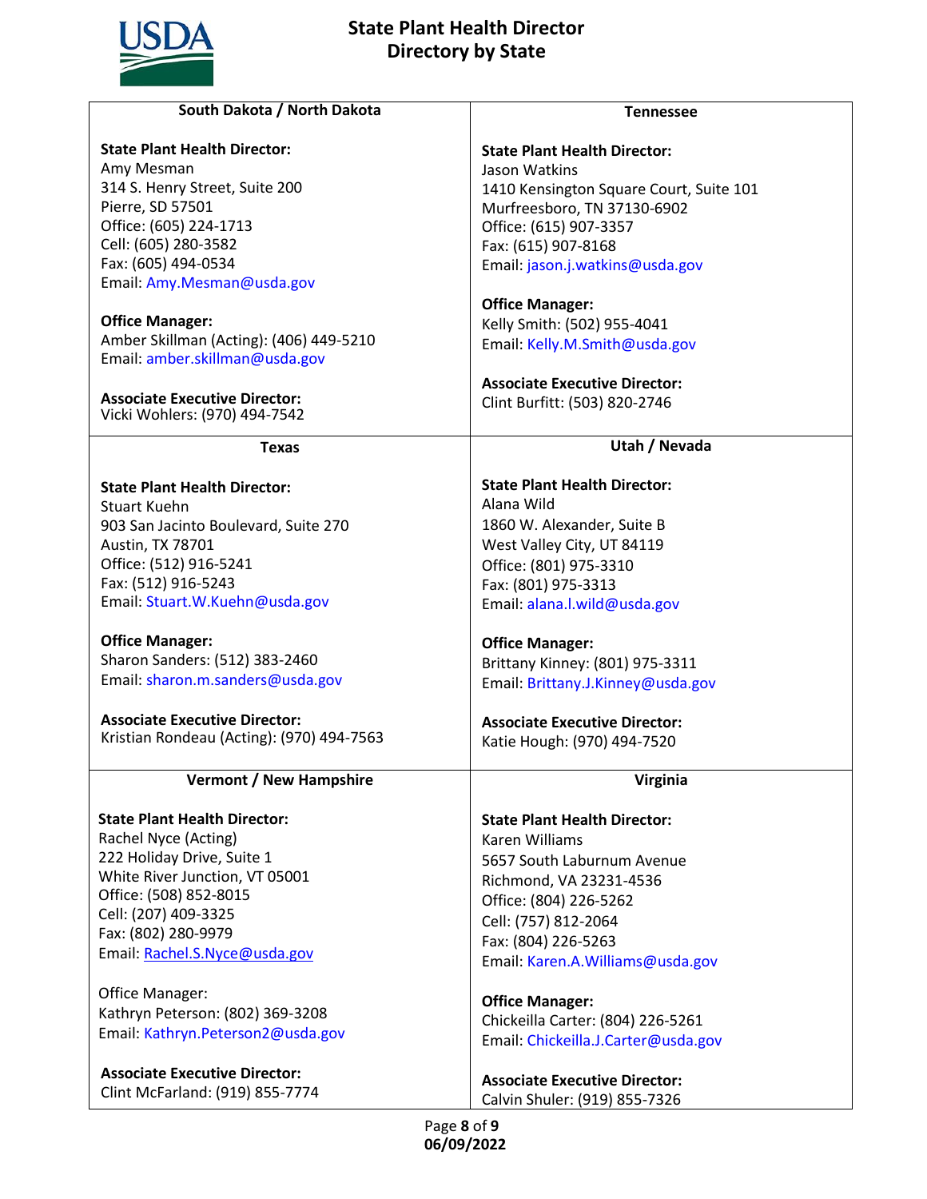# State Plant Health Director Directory by State

## South Dakota / North Dakota

**State Plant Health Director:**
Amy Mesman
314 S. Henry Street, Suite 200
Pierre, SD 57501
Office: (605) 224-1713
Cell: (605) 280-3582
Fax: (605) 494-0534
Email: Amy.Mesman@usda.gov

**Office Manager:**
Amber Skillman (Acting): (406) 449-5210
Email: amber.skillman@usda.gov

**Associate Executive Director:**
Vicki Wohlers: (970) 494-7542

## Tennessee

**State Plant Health Director:**
Jason Watkins
1410 Kensington Square Court, Suite 101
Murfreesboro, TN 37130-6902
Office: (615) 907-3357
Fax: (615) 907-8168
Email: jason.j.watkins@usda.gov

**Office Manager:**
Kelly Smith: (502) 955-4041
Email: Kelly.M.Smith@usda.gov

**Associate Executive Director:**
Clint Burfitt: (503) 820-2746

## Texas

**State Plant Health Director:**
Stuart Kuehn
903 San Jacinto Boulevard, Suite 270
Austin, TX 78701
Office: (512) 916-5241
Fax: (512) 916-5243
Email: Stuart.W.Kuehn@usda.gov

**Office Manager:**
Sharon Sanders: (512) 383-2460
Email: sharon.m.sanders@usda.gov

**Associate Executive Director:**
Kristian Rondeau (Acting): (970) 494-7563

## Utah / Nevada

**State Plant Health Director:**
Alana Wild
1860 W. Alexander, Suite B
West Valley City, UT 84119
Office: (801) 975-3310
Fax: (801) 975-3313
Email: alana.l.wild@usda.gov

**Office Manager:**
Brittany Kinney: (801) 975-3311
Email: Brittany.J.Kinney@usda.gov

**Associate Executive Director:**
Katie Hough: (970) 494-7520

## Vermont / New Hampshire

**State Plant Health Director:**
Rachel Nyce (Acting)
222 Holiday Drive, Suite 1
White River Junction, VT 05001
Office: (508) 852-8015
Cell: (207) 409-3325
Fax: (802) 280-9979
Email: Rachel.S.Nyce@usda.gov

Office Manager:
Kathryn Peterson: (802) 369-3208
Email: Kathryn.Peterson2@usda.gov

**Associate Executive Director:**
Clint McFarland: (919) 855-7774

## Virginia

**State Plant Health Director:**
Karen Williams
5657 South Laburnum Avenue
Richmond, VA 23231-4536
Office: (804) 226-5262
Cell: (757) 812-2064
Fax: (804) 226-5263
Email: Karen.A.Williams@usda.gov

**Office Manager:**
Chickeilla Carter: (804) 226-5261
Email: Chickeilla.J.Carter@usda.gov

**Associate Executive Director:**
Calvin Shuler: (919) 855-7326

06/09/2022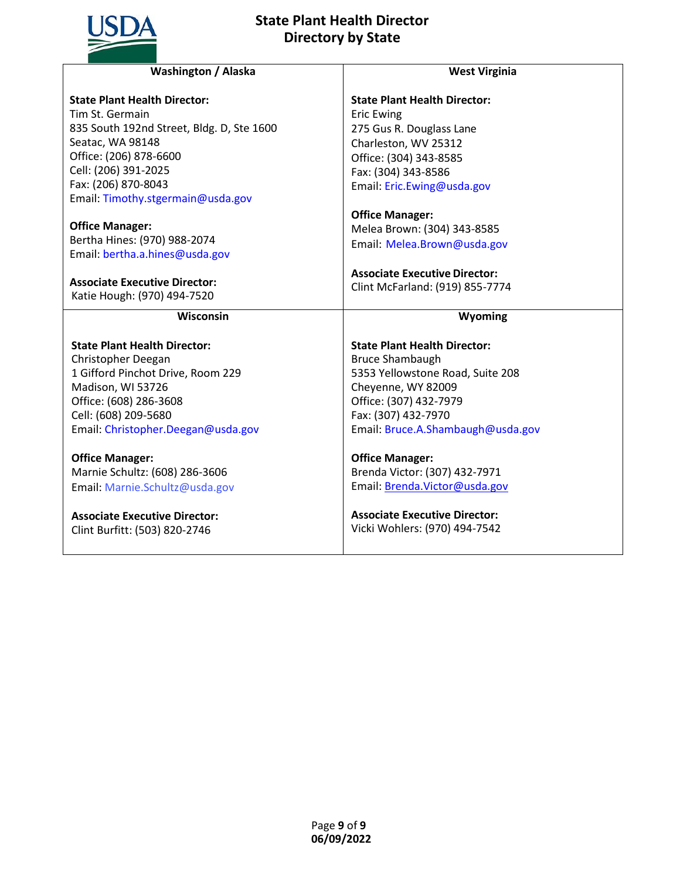# State Plant Health Director Directory by State

## Washington / Alaska

**State Plant Health Director:**
Tim St. Germain
835 South 192nd Street, Bldg. D, Ste 1600
Seatac, WA 98148
Office: (206) 878-6600
Cell: (206) 391-2025
Fax: (206) 870-8043
Email: Timothy.stgermain@usda.gov

**Office Manager:**
Bertha Hines: (970) 988-2074
Email: bertha.a.hines@usda.gov

**Associate Executive Director:**
Katie Hough: (970) 494-7520

## West Virginia

**State Plant Health Director:**
Eric Ewing
275 Gus R. Douglass Lane
Charleston, WV 25312
Office: (304) 343-8585
Fax: (304) 343-8586
Email: Eric.Ewing@usda.gov

**Office Manager:**
Melea Brown: (304) 343-8585
Email: Melea.Brown@usda.gov

**Associate Executive Director:**
Clint McFarland: (919) 855-7774

## Wisconsin

**State Plant Health Director:**
Christopher Deegan
1 Gifford Pinchot Drive, Room 229
Madison, WI 53726
Office: (608) 286-3608
Cell: (608) 209-5680
Email: Christopher.Deegan@usda.gov

**Office Manager:**
Marnie Schultz: (608) 286-3606
Email: Marnie.Schultz@usda.gov

**Associate Executive Director:**
Clint Burfitt: (503) 820-2746

## Wyoming

**State Plant Health Director:**
Bruce Shambaugh
5353 Yellowstone Road, Suite 208
Cheyenne, WY 82009
Office: (307) 432-7979
Fax: (307) 432-7970
Email: Bruce.A.Shambaugh@usda.gov

**Office Manager:**
Brenda Victor: (307) 432-7971
Email: Brenda.Victor@usda.gov

**Associate Executive Director:**
Vicki Wohlers: (970) 494-7542

06/09/2022